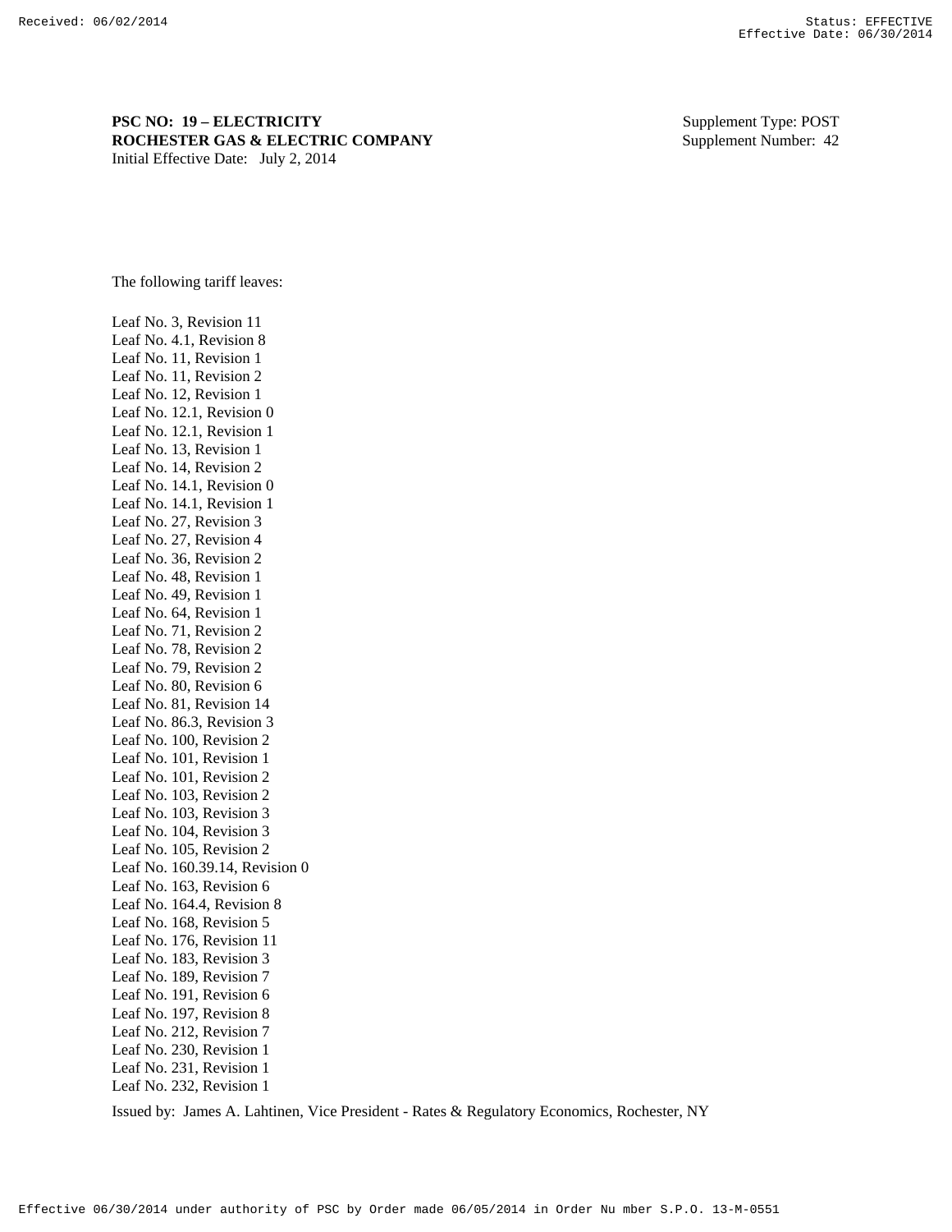**PSC NO: 19 – ELECTRICITY**
**ROCHESTER GAS & ELECTRIC COMPANY**
Initial Effective Date: July 2, 2014

Supplement Type: POST
Supplement Number: 42

The following tariff leaves:

Leaf No. 3, Revision 11
Leaf No. 4.1, Revision 8
Leaf No. 11, Revision 1
Leaf No. 11, Revision 2
Leaf No. 12, Revision 1
Leaf No. 12.1, Revision 0
Leaf No. 12.1, Revision 1
Leaf No. 13, Revision 1
Leaf No. 14, Revision 2
Leaf No. 14.1, Revision 0
Leaf No. 14.1, Revision 1
Leaf No. 27, Revision 3
Leaf No. 27, Revision 4
Leaf No. 36, Revision 2
Leaf No. 48, Revision 1
Leaf No. 49, Revision 1
Leaf No. 64, Revision 1
Leaf No. 71, Revision 2
Leaf No. 78, Revision 2
Leaf No. 79, Revision 2
Leaf No. 80, Revision 6
Leaf No. 81, Revision 14
Leaf No. 86.3, Revision 3
Leaf No. 100, Revision 2
Leaf No. 101, Revision 1
Leaf No. 101, Revision 2
Leaf No. 103, Revision 2
Leaf No. 103, Revision 3
Leaf No. 104, Revision 3
Leaf No. 105, Revision 2
Leaf No. 160.39.14, Revision 0
Leaf No. 163, Revision 6
Leaf No. 164.4, Revision 8
Leaf No. 168, Revision 5
Leaf No. 176, Revision 11
Leaf No. 183, Revision 3
Leaf No. 189, Revision 7
Leaf No. 191, Revision 6
Leaf No. 197, Revision 8
Leaf No. 212, Revision 7
Leaf No. 230, Revision 1
Leaf No. 231, Revision 1
Leaf No. 232, Revision 1

Issued by: James A. Lahtinen, Vice President - Rates & Regulatory Economics, Rochester, NY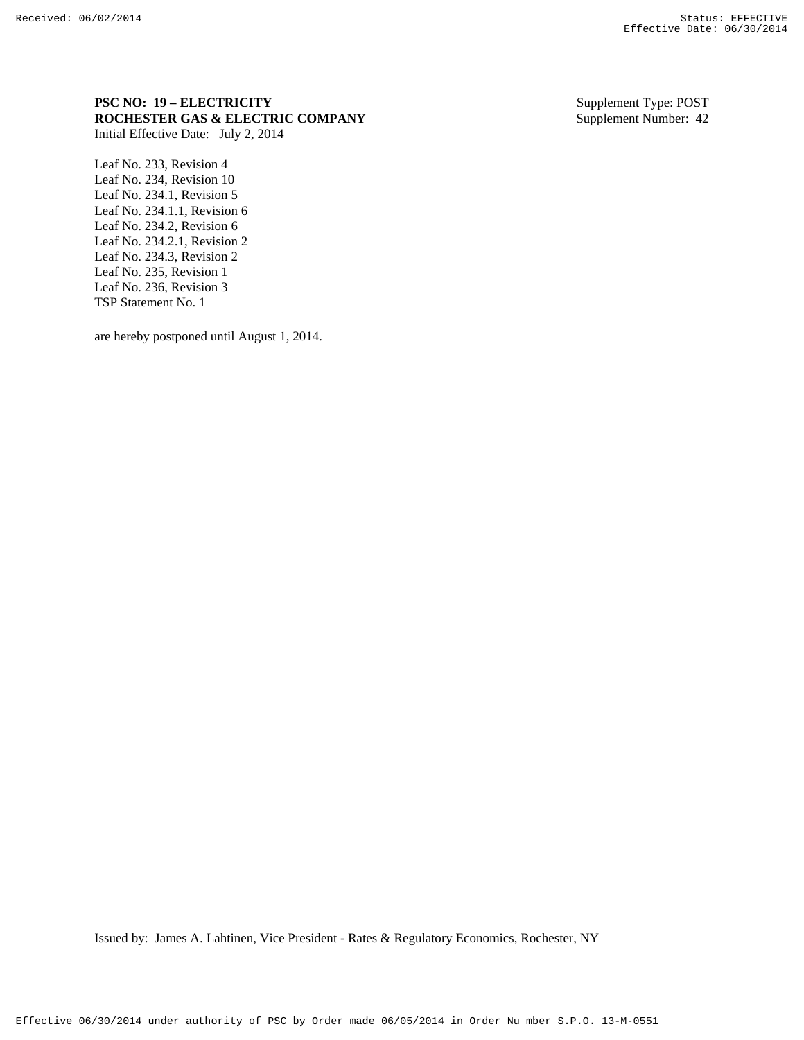**PSC NO: 19 – ELECTRICITY** Supplement Type: POST
**ROCHESTER GAS & ELECTRIC COMPANY** Supplement Number: 42
Initial Effective Date: July 2, 2014

Leaf No. 233, Revision 4
Leaf No. 234, Revision 10
Leaf No. 234.1, Revision 5
Leaf No. 234.1.1, Revision 6
Leaf No. 234.2, Revision 6
Leaf No. 234.2.1, Revision 2
Leaf No. 234.3, Revision 2
Leaf No. 235, Revision 1
Leaf No. 236, Revision 3
TSP Statement No. 1

are hereby postponed until August 1, 2014.

Issued by: James A. Lahtinen, Vice President - Rates & Regulatory Economics, Rochester, NY